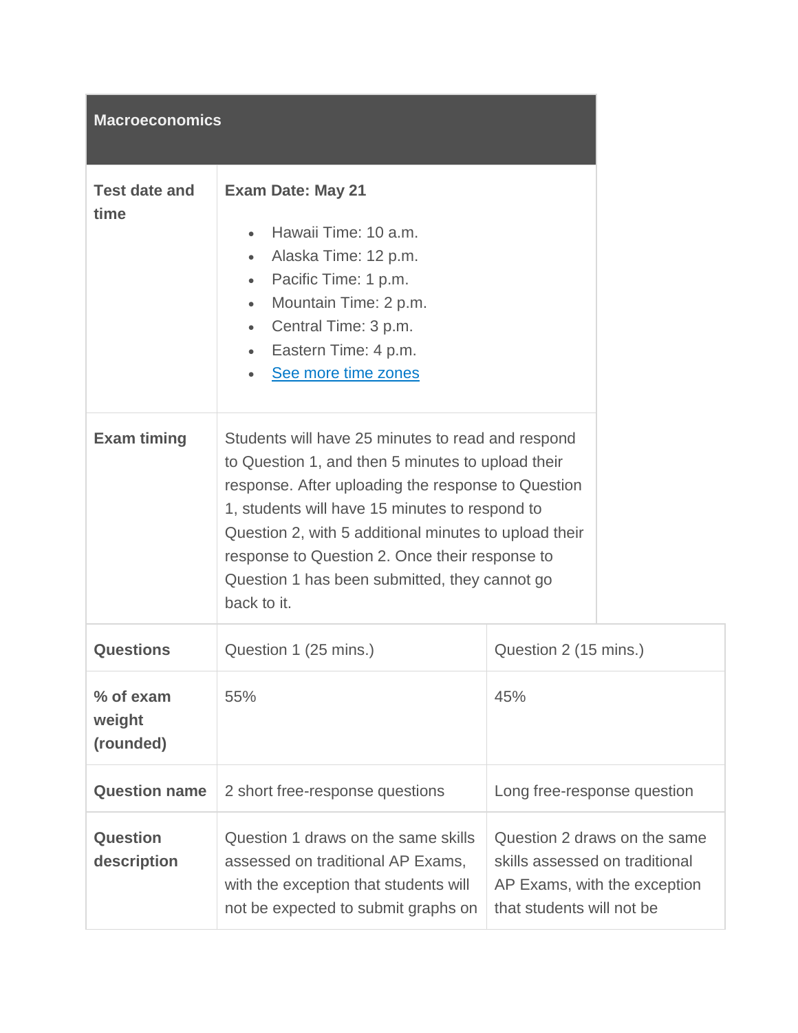| Macroeconomics | | |
|---|---|---|
| **Test date and time** | **Exam Date: May 21**<br><br>- Hawaii Time: 10 a.m.<br>- Alaska Time: 12 p.m.<br>- Pacific Time: 1 p.m.<br>- Mountain Time: 2 p.m.<br>- Central Time: 3 p.m.<br>- Eastern Time: 4 p.m.<br>- See more time zones | |
| **Exam timing** | Students will have 25 minutes to read and respond to Question 1, and then 5 minutes to upload their response. After uploading the response to Question 1, students will have 15 minutes to respond to Question 2, with 5 additional minutes to upload their response to Question 2. Once their response to Question 1 has been submitted, they cannot go back to it. | |
| **Questions** | Question 1 (25 mins.) | Question 2 (15 mins.) |
| **% of exam weight (rounded)** | 55% | 45% |
| **Question name** | 2 short free-response questions | Long free-response question |
| **Question description** | Question 1 draws on the same skills assessed on traditional AP Exams, with the exception that students will not be expected to submit graphs on | Question 2 draws on the same skills assessed on traditional AP Exams, with the exception that students will not be |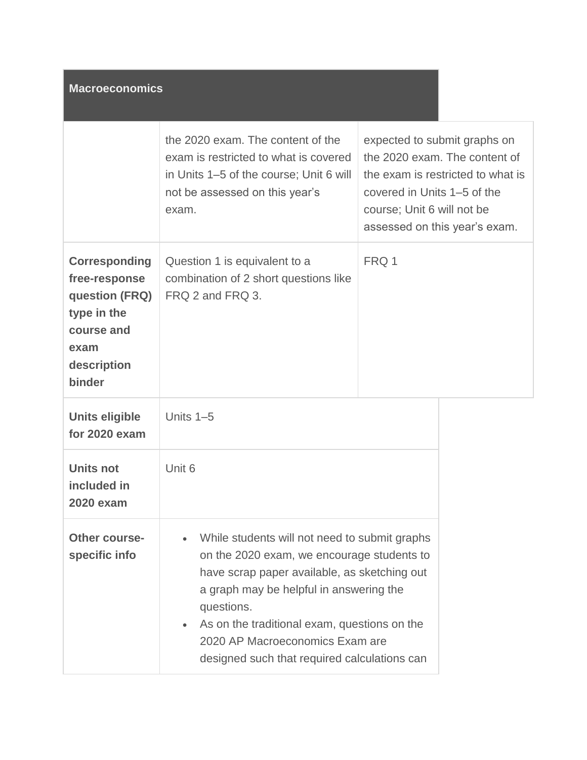| Macroeconomics | | |
|---|---|---|
| | the 2020 exam. The content of the exam is restricted to what is covered in Units 1–5 of the course; Unit 6 will not be assessed on this year's exam. | expected to submit graphs on the 2020 exam. The content of the exam is restricted to what is covered in Units 1–5 of the course; Unit 6 will not be assessed on this year's exam. |
| **Corresponding free-response question (FRQ) type in the course and exam description binder** | Question 1 is equivalent to a combination of 2 short questions like FRQ 2 and FRQ 3. | FRQ 1 |
| **Units eligible for 2020 exam** | Units 1–5 | |
| **Units not included in 2020 exam** | Unit 6 | |
| **Other course-specific info** | • While students will not need to submit graphs on the 2020 exam, we encourage students to have scrap paper available, as sketching out a graph may be helpful in answering the questions.<br>• As on the traditional exam, questions on the 2020 AP Macroeconomics Exam are designed such that required calculations can | |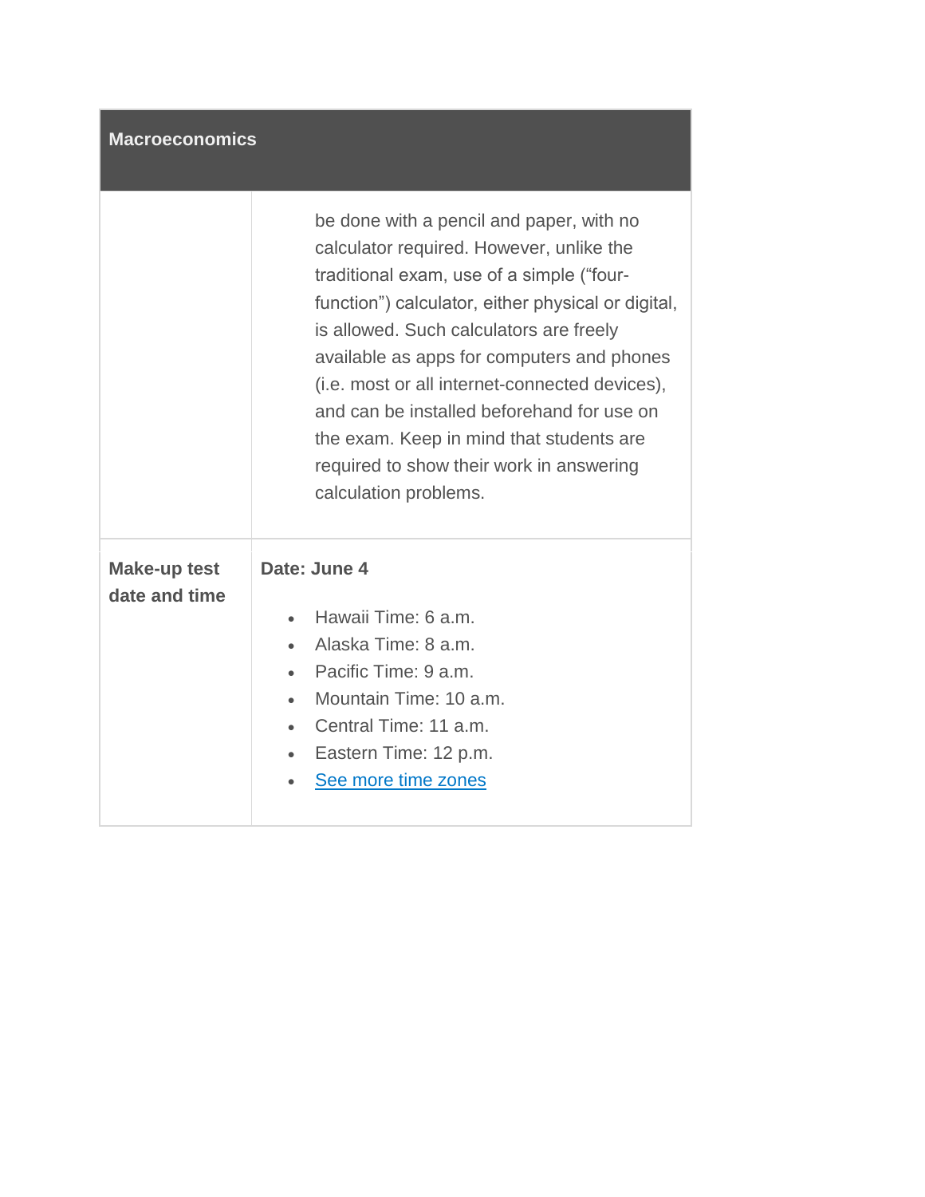| Macroeconomics | |
|---|---|
| | be done with a pencil and paper, with no calculator required. However, unlike the traditional exam, use of a simple ("four-function") calculator, either physical or digital, is allowed. Such calculators are freely available as apps for computers and phones (i.e. most or all internet-connected devices), and can be installed beforehand for use on the exam. Keep in mind that students are required to show their work in answering calculation problems. |
| **Make-up test date and time** | **Date: June 4**<br><br>• Hawaii Time: 6 a.m.<br>• Alaska Time: 8 a.m.<br>• Pacific Time: 9 a.m.<br>• Mountain Time: 10 a.m.<br>• Central Time: 11 a.m.<br>• Eastern Time: 12 p.m.<br>• See more time zones |